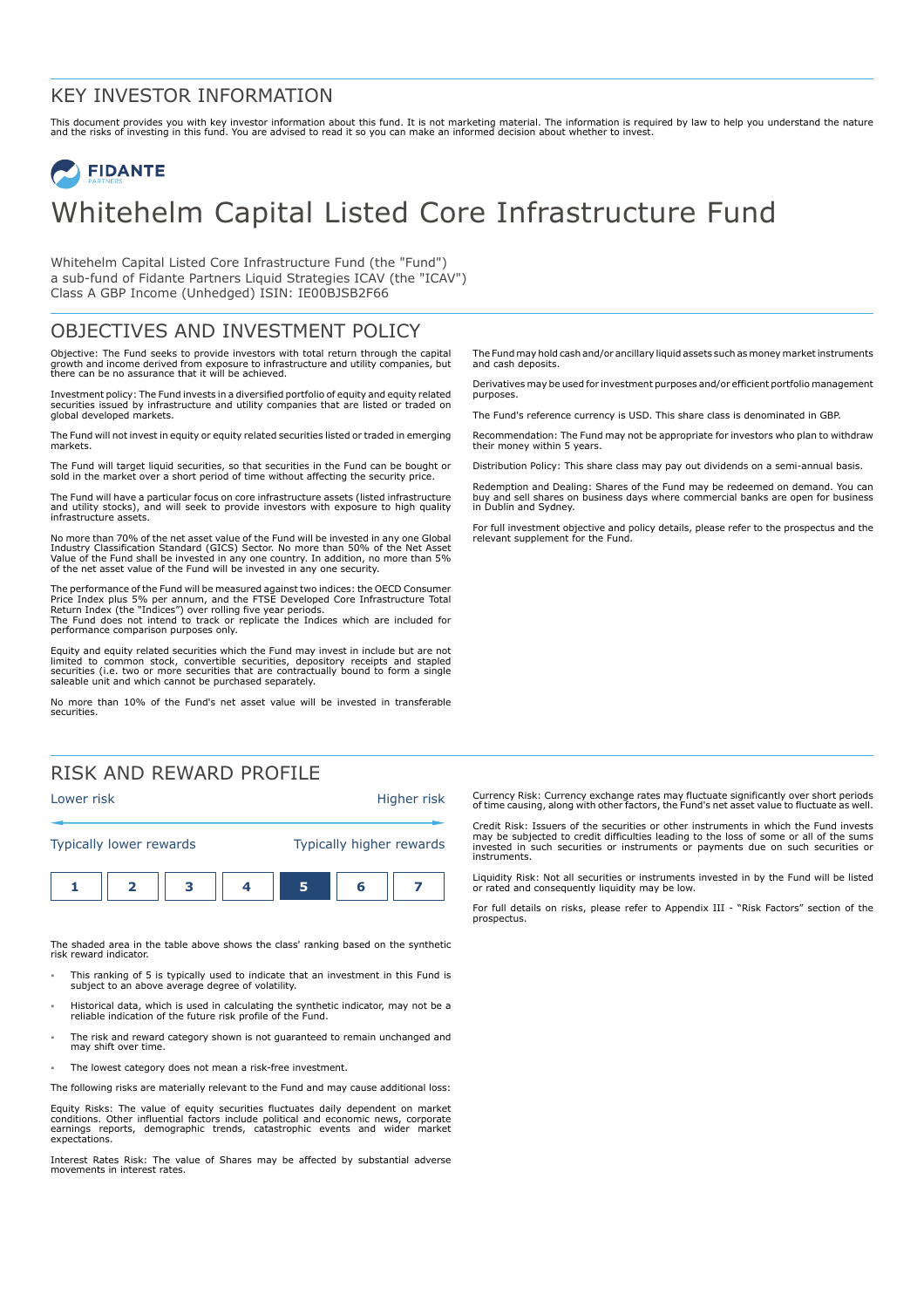# KEY INVESTOR INFORMATION

This document provides you with key investor information about this fund. It is not marketing material. The information is required by law to help you understand the nature and the risks of investing in this fund. You are advised to read it so you can make an informed decision about whether to invest.

FIDANTE PARTNERS

# Whitehelm Capital Listed Core Infrastructure Fund

Whitehelm Capital Listed Core Infrastructure Fund (the "Fund")
a sub-fund of Fidante Partners Liquid Strategies ICAV (the "ICAV")
Class A GBP Income (Unhedged) ISIN: IE00BJSB2F66

## OBJECTIVES AND INVESTMENT POLICY

Objective: The Fund seeks to provide investors with total return through the capital growth and income derived from exposure to infrastructure and utility companies, but there can be no assurance that it will be achieved.

Investment policy: The Fund invests in a diversified portfolio of equity and equity related securities issued by infrastructure and utility companies that are listed or traded on global developed markets.

The Fund will not invest in equity or equity related securities listed or traded in emerging markets.

The Fund will target liquid securities, so that securities in the Fund can be bought or sold in the market over a short period of time without affecting the security price.

The Fund will have a particular focus on core infrastructure assets (listed infrastructure and utility stocks), and will seek to provide investors with exposure to high quality infrastructure assets.

No more than 70% of the net asset value of the Fund will be invested in any one Global Industry Classification Standard (GICS) Sector. No more than 50% of the Net Asset Value of the Fund shall be invested in any one country. In addition, no more than 5% of the net asset value of the Fund will be invested in any one security.

The performance of the Fund will be measured against two indices: the OECD Consumer Price Index plus 5% per annum, and the FTSE Developed Core Infrastructure Total Return Index (the "Indices") over rolling five year periods.
The Fund does not intend to track or replicate the Indices which are included for performance comparison purposes only.

Equity and equity related securities which the Fund may invest in include but are not limited to common stock, convertible securities, depository receipts and stapled securities (i.e. two or more securities that are contractually bound to form a single saleable unit and which cannot be purchased separately.

No more than 10% of the Fund's net asset value will be invested in transferable securities.

The Fund may hold cash and/or ancillary liquid assets such as money market instruments and cash deposits.

Derivatives may be used for investment purposes and/or efficient portfolio management purposes.

The Fund's reference currency is USD. This share class is denominated in GBP.

Recommendation: The Fund may not be appropriate for investors who plan to withdraw their money within 5 years.

Distribution Policy: This share class may pay out dividends on a semi-annual basis.

Redemption and Dealing: Shares of the Fund may be redeemed on demand. You can buy and sell shares on business days where commercial banks are open for business in Dublin and Sydney.

For full investment objective and policy details, please refer to the prospectus and the relevant supplement for the Fund.

## RISK AND REWARD PROFILE

Lower risk — Higher risk

Typically lower rewards — Typically higher rewards

| 1 | 2 | 3 | 4 | **5** | 6 | 7 |
|---|---|---|---|---|---|---|

The shaded area in the table above shows the class' ranking based on the synthetic risk reward indicator.

- This ranking of 5 is typically used to indicate that an investment in this Fund is subject to an above average degree of volatility.
- Historical data, which is used in calculating the synthetic indicator, may not be a reliable indication of the future risk profile of the Fund.
- The risk and reward category shown is not guaranteed to remain unchanged and may shift over time.
- The lowest category does not mean a risk-free investment.

The following risks are materially relevant to the Fund and may cause additional loss:

Equity Risks: The value of equity securities fluctuates daily dependent on market conditions. Other influential factors include political and economic news, corporate earnings reports, demographic trends, catastrophic events and wider market expectations.

Interest Rates Risk: The value of Shares may be affected by substantial adverse movements in interest rates.

Currency Risk: Currency exchange rates may fluctuate significantly over short periods of time causing, along with other factors, the Fund's net asset value to fluctuate as well.

Credit Risk: Issuers of the securities or other instruments in which the Fund invests may be subjected to credit difficulties leading to the loss of some or all of the sums invested in such securities or instruments or payments due on such securities or instruments.

Liquidity Risk: Not all securities or instruments invested in by the Fund will be listed or rated and consequently liquidity may be low.

For full details on risks, please refer to Appendix III - "Risk Factors" section of the prospectus.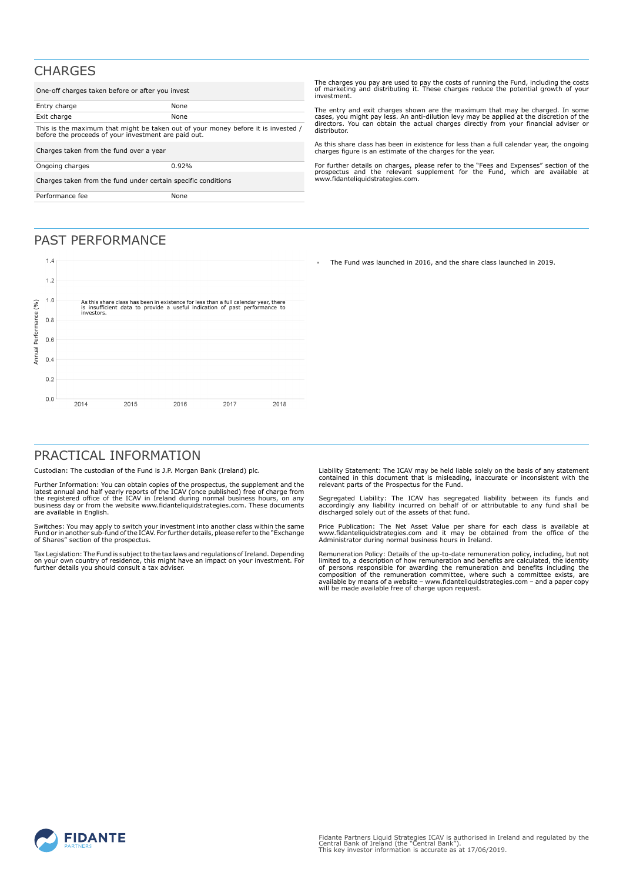## CHARGES

| | |
|---|---|
| One-off charges taken before or after you invest | |
| Entry charge | None |
| Exit charge | None |
| This is the maximum that might be taken out of your money before it is invested / before the proceeds of your investment are paid out. | |
| Charges taken from the fund over a year | |
| Ongoing charges | 0.92% |
| Charges taken from the fund under certain specific conditions | |
| Performance fee | None |

The charges you pay are used to pay the costs of running the Fund, including the costs of marketing and distributing it. These charges reduce the potential growth of your investment.

The entry and exit charges shown are the maximum that may be charged. In some cases, you might pay less. An anti-dilution levy may be applied at the discretion of the directors. You can obtain the actual charges directly from your financial adviser or distributor.

As this share class has been in existence for less than a full calendar year, the ongoing charges figure is an estimate of the charges for the year.

For further details on charges, please refer to the "Fees and Expenses" section of the prospectus and the relevant supplement for the Fund, which are available at www.fidanteliquidstrategies.com.

## PAST PERFORMANCE

Annual Performance (%)

1.4
1.2
1.0
0.8
0.6
0.4
0.2
0.0

2014 2015 2016 2017 2018

As this share class has been in existence for less than a full calendar year, there is insufficient data to provide a useful indication of past performance to investors.

- The Fund was launched in 2016, and the share class launched in 2019.

## PRACTICAL INFORMATION

Custodian: The custodian of the Fund is J.P. Morgan Bank (Ireland) plc.

Further Information: You can obtain copies of the prospectus, the supplement and the latest annual and half yearly reports of the ICAV (once published) free of charge from the registered office of the ICAV in Ireland during normal business hours, on any business day or from the website www.fidanteliquidstrategies.com. These documents are available in English.

Switches: You may apply to switch your investment into another class within the same Fund or in another sub-fund of the ICAV. For further details, please refer to the "Exchange of Shares" section of the prospectus.

Tax Legislation: The Fund is subject to the tax laws and regulations of Ireland. Depending on your own country of residence, this might have an impact on your investment. For further details you should consult a tax adviser.

Liability Statement: The ICAV may be held liable solely on the basis of any statement contained in this document that is misleading, inaccurate or inconsistent with the relevant parts of the Prospectus for the Fund.

Segregated Liability: The ICAV has segregated liability between its funds and accordingly any liability incurred on behalf of or attributable to any fund shall be discharged solely out of the assets of that fund.

Price Publication: The Net Asset Value per share for each class is available at www.fidanteliquidstrategies.com and it may be obtained from the office of the Administrator during normal business hours in Ireland.

Remuneration Policy: Details of the up-to-date remuneration policy, including, but not limited to, a description of how remuneration and benefits are calculated, the identity of persons responsible for awarding the remuneration and benefits including the composition of the remuneration committee, where such a committee exists, are available by means of a website – www.fidanteliquidstrategies.com – and a paper copy will be made available free of charge upon request.

FIDANTE PARTNERS

Fidante Partners Liquid Strategies ICAV is authorised in Ireland and regulated by the Central Bank of Ireland (the "Central Bank").
This key investor information is accurate as at 17/06/2019.